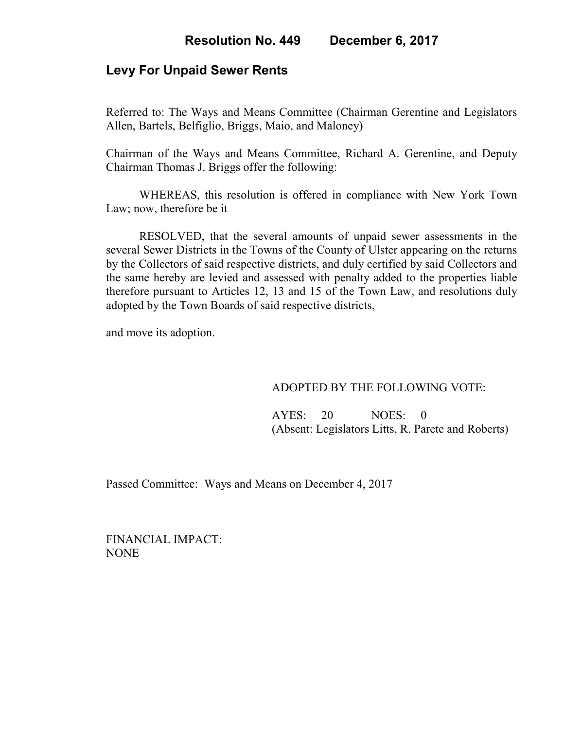# Resolution No. 449 December 6, 2017

## Levy For Unpaid Sewer Rents

Referred to: The Ways and Means Committee (Chairman Gerentine and Legislators Allen, Bartels, Belfiglio, Briggs, Maio, and Maloney)

Chairman of the Ways and Means Committee, Richard A. Gerentine, and Deputy Chairman Thomas J. Briggs offer the following:

WHEREAS, this resolution is offered in compliance with New York Town Law; now, therefore be it

RESOLVED, that the several amounts of unpaid sewer assessments in the several Sewer Districts in the Towns of the County of Ulster appearing on the returns by the Collectors of said respective districts, and duly certified by said Collectors and the same hereby are levied and assessed with penalty added to the properties liable therefore pursuant to Articles 12, 13 and 15 of the Town Law, and resolutions duly adopted by the Town Boards of said respective districts,

and move its adoption.

ADOPTED BY THE FOLLOWING VOTE:

AYES: 20 NOES: 0
(Absent: Legislators Litts, R. Parete and Roberts)

Passed Committee: Ways and Means on December 4, 2017

FINANCIAL IMPACT:
NONE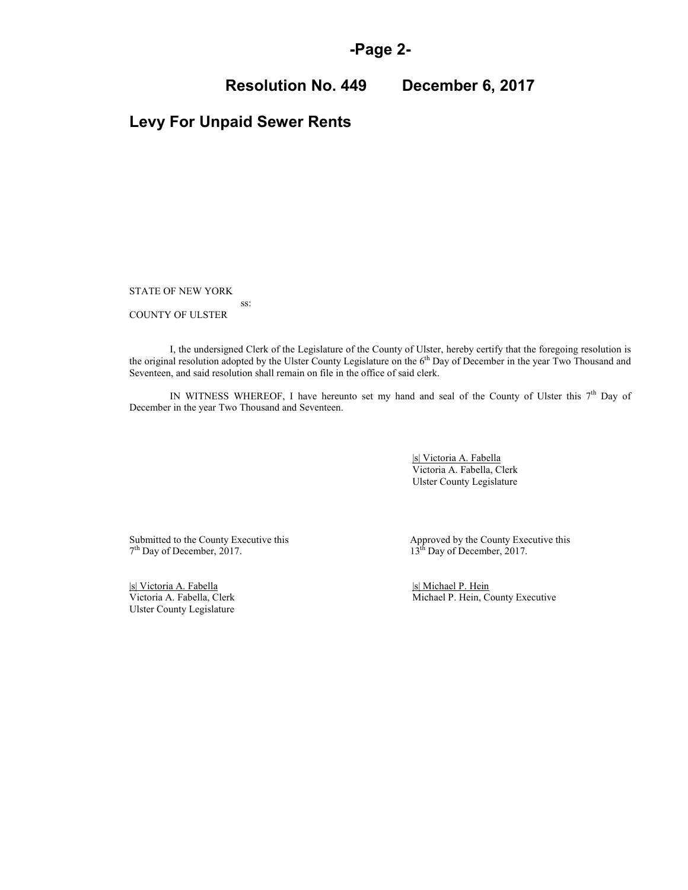# -Page 2-

## Resolution No. 449 December 6, 2017

## Levy For Unpaid Sewer Rents

STATE OF NEW YORK
ss:
COUNTY OF ULSTER

I, the undersigned Clerk of the Legislature of the County of Ulster, hereby certify that the foregoing resolution is the original resolution adopted by the Ulster County Legislature on the 6th Day of December in the year Two Thousand and Seventeen, and said resolution shall remain on file in the office of said clerk.

IN WITNESS WHEREOF, I have hereunto set my hand and seal of the County of Ulster this 7th Day of December in the year Two Thousand and Seventeen.

|s| Victoria A. Fabella
Victoria A. Fabella, Clerk
Ulster County Legislature

Submitted to the County Executive this
7th Day of December, 2017.

|s| Victoria A. Fabella
Victoria A. Fabella, Clerk
Ulster County Legislature

Approved by the County Executive this
13th Day of December, 2017.

|s| Michael P. Hein
Michael P. Hein, County Executive